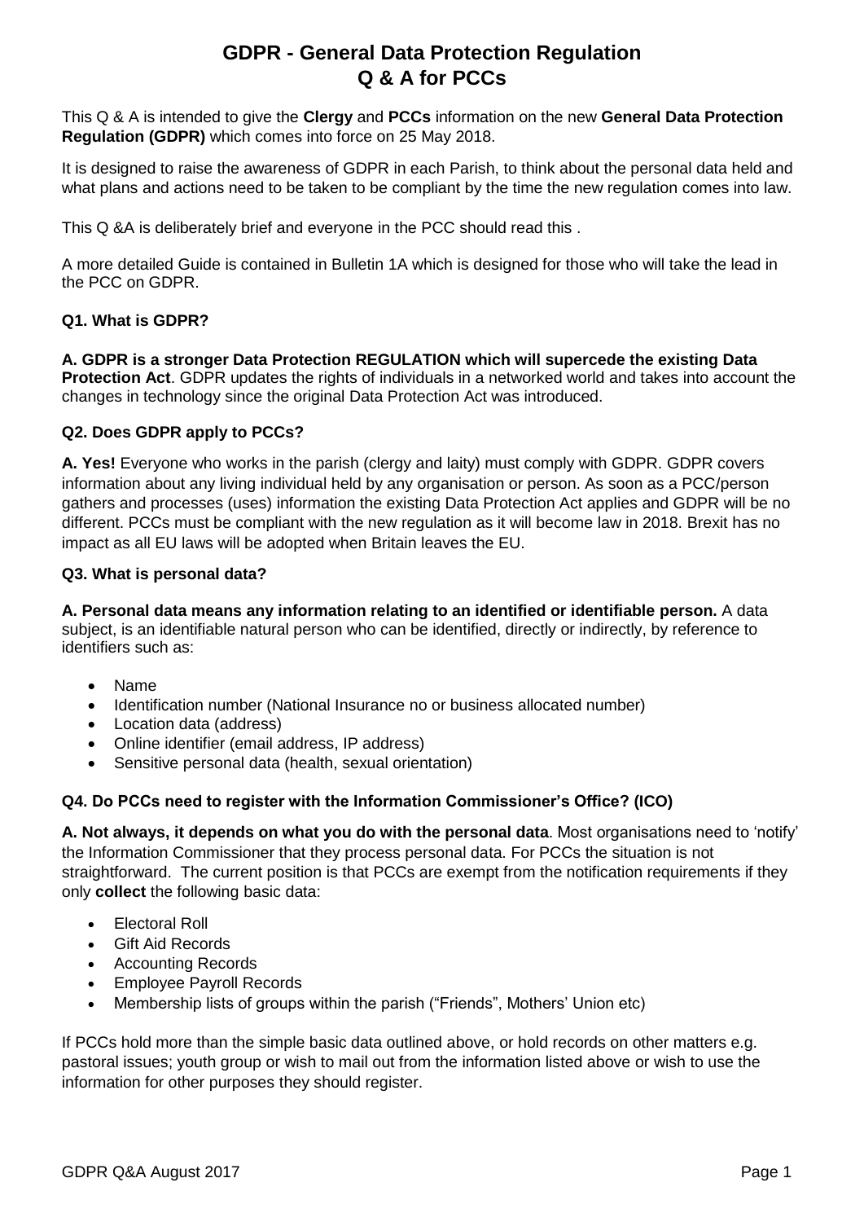# GDPR - General Data Protection Regulation
# Q & A for PCCs

This Q & A is intended to give the **Clergy** and **PCCs** information on the new **General Data Protection Regulation (GDPR)** which comes into force on 25 May 2018.

It is designed to raise the awareness of GDPR in each Parish, to think about the personal data held and what plans and actions need to be taken to be compliant by the time the new regulation comes into law.

This Q &A is deliberately brief and everyone in the PCC should read this .

A more detailed Guide is contained in Bulletin 1A which is designed for those who will take the lead in the PCC on GDPR.

### Q1. What is GDPR?

**A. GDPR is a stronger Data Protection REGULATION which will supercede the existing Data Protection Act**. GDPR updates the rights of individuals in a networked world and takes into account the changes in technology since the original Data Protection Act was introduced.

### Q2. Does GDPR apply to PCCs?

**A. Yes!** Everyone who works in the parish (clergy and laity) must comply with GDPR. GDPR covers information about any living individual held by any organisation or person. As soon as a PCC/person gathers and processes (uses) information the existing Data Protection Act applies and GDPR will be no different. PCCs must be compliant with the new regulation as it will become law in 2018. Brexit has no impact as all EU laws will be adopted when Britain leaves the EU.

### Q3. What is personal data?

**A. Personal data means any information relating to an identified or identifiable person.** A data subject, is an identifiable natural person who can be identified, directly or indirectly, by reference to identifiers such as:

- Name
- Identification number (National Insurance no or business allocated number)
- Location data (address)
- Online identifier (email address, IP address)
- Sensitive personal data (health, sexual orientation)

### Q4. Do PCCs need to register with the Information Commissioner's Office? (ICO)

**A. Not always, it depends on what you do with the personal data**. Most organisations need to 'notify' the Information Commissioner that they process personal data. For PCCs the situation is not straightforward. The current position is that PCCs are exempt from the notification requirements if they only **collect** the following basic data:

- Electoral Roll
- Gift Aid Records
- Accounting Records
- Employee Payroll Records
- Membership lists of groups within the parish ("Friends", Mothers' Union etc)

If PCCs hold more than the simple basic data outlined above, or hold records on other matters e.g. pastoral issues; youth group or wish to mail out from the information listed above or wish to use the information for other purposes they should register.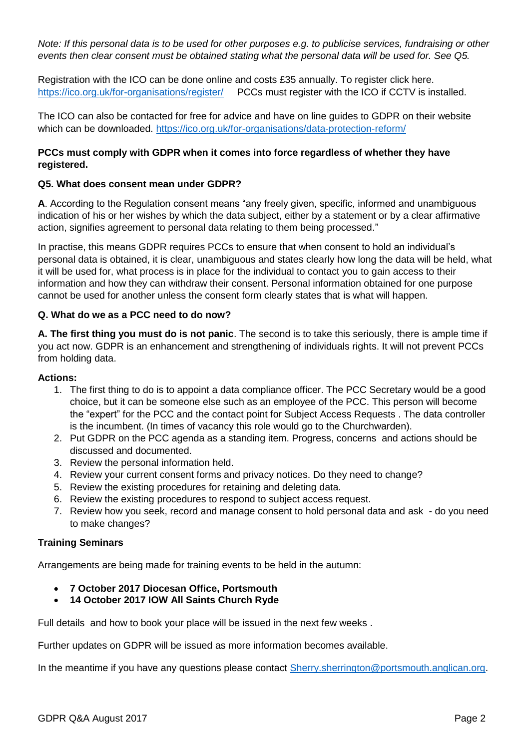*Note: If this personal data is to be used for other purposes e.g. to publicise services, fundraising or other events then clear consent must be obtained stating what the personal data will be used for. See Q5.*

Registration with the ICO can be done online and costs £35 annually. To register click here. https://ico.org.uk/for-organisations/register/ PCCs must register with the ICO if CCTV is installed.

The ICO can also be contacted for free for advice and have on line guides to GDPR on their website which can be downloaded. https://ico.org.uk/for-organisations/data-protection-reform/

**PCCs must comply with GDPR when it comes into force regardless of whether they have registered.**

**Q5. What does consent mean under GDPR?**

**A**. According to the Regulation consent means "any freely given, specific, informed and unambiguous indication of his or her wishes by which the data subject, either by a statement or by a clear affirmative action, signifies agreement to personal data relating to them being processed."

In practise, this means GDPR requires PCCs to ensure that when consent to hold an individual's personal data is obtained, it is clear, unambiguous and states clearly how long the data will be held, what it will be used for, what process is in place for the individual to contact you to gain access to their information and how they can withdraw their consent. Personal information obtained for one purpose cannot be used for another unless the consent form clearly states that is what will happen.

**Q. What do we as a PCC need to do now?**

**A. The first thing you must do is not panic**. The second is to take this seriously, there is ample time if you act now. GDPR is an enhancement and strengthening of individuals rights. It will not prevent PCCs from holding data.

**Actions:**

1. The first thing to do is to appoint a data compliance officer. The PCC Secretary would be a good choice, but it can be someone else such as an employee of the PCC. This person will become the "expert" for the PCC and the contact point for Subject Access Requests . The data controller is the incumbent. (In times of vacancy this role would go to the Churchwarden).
2. Put GDPR on the PCC agenda as a standing item. Progress, concerns and actions should be discussed and documented.
3. Review the personal information held.
4. Review your current consent forms and privacy notices. Do they need to change?
5. Review the existing procedures for retaining and deleting data.
6. Review the existing procedures to respond to subject access request.
7. Review how you seek, record and manage consent to hold personal data and ask - do you need to make changes?

**Training Seminars**

Arrangements are being made for training events to be held in the autumn:

- **7 October 2017 Diocesan Office, Portsmouth**
- **14 October 2017 IOW All Saints Church Ryde**

Full details and how to book your place will be issued in the next few weeks .

Further updates on GDPR will be issued as more information becomes available.

In the meantime if you have any questions please contact Sherry.sherrington@portsmouth.anglican.org.